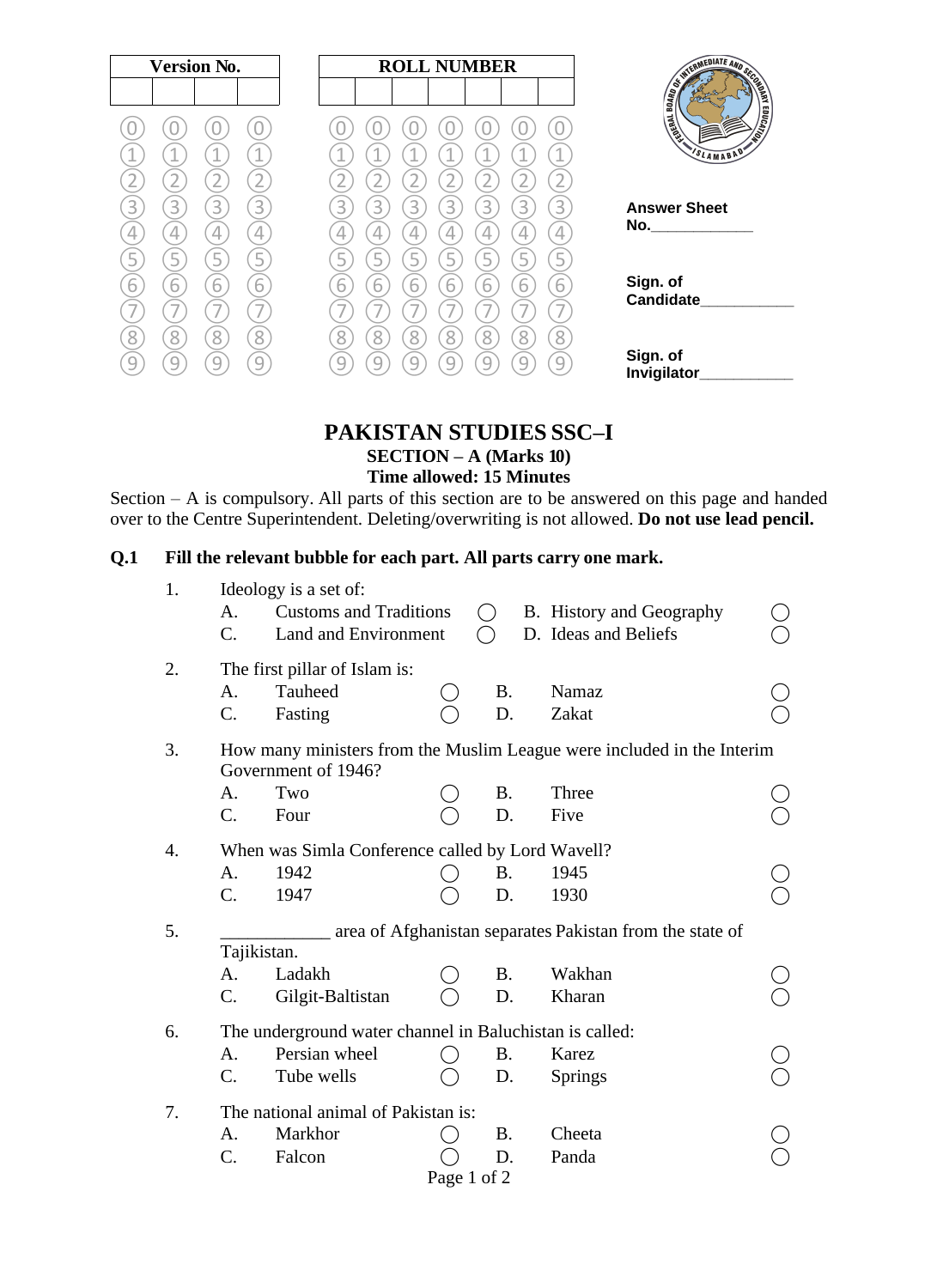| Version No. | | | |
|---|---|---|---|
| | | | |

| ROLL NUMBER | | | | | | |
|---|---|---|---|---|---|---|
| | | | | | | |

Answer Sheet No.____________

Sign. of Candidate___________

Sign. of Invigilator___________

# PAKISTAN STUDIES SSC–I

## SECTION – A (Marks 10)

### Time allowed: 15 Minutes

Section – A is compulsory. All parts of this section are to be answered on this page and handed over to the Centre Superintendent. Deleting/overwriting is not allowed. **Do not use lead pencil.**

**Q.1 Fill the relevant bubble for each part. All parts carry one mark.**

1. Ideology is a set of:
   - A. Customs and Traditions ◯
   - B. History and Geography ◯
   - C. Land and Environment ◯
   - D. Ideas and Beliefs ◯

2. The first pillar of Islam is:
   - A. Tauheed ◯
   - B. Namaz ◯
   - C. Fasting ◯
   - D. Zakat ◯

3. How many ministers from the Muslim League were included in the Interim Government of 1946?
   - A. Two ◯
   - B. Three ◯
   - C. Four ◯
   - D. Five ◯

4. When was Simla Conference called by Lord Wavell?
   - A. 1942 ◯
   - B. 1945 ◯
   - C. 1947 ◯
   - D. 1930 ◯

5. ____________ area of Afghanistan separates Pakistan from the state of Tajikistan.
   - A. Ladakh ◯
   - B. Wakhan ◯
   - C. Gilgit-Baltistan ◯
   - D. Kharan ◯

6. The underground water channel in Baluchistan is called:
   - A. Persian wheel ◯
   - B. Karez ◯
   - C. Tube wells ◯
   - D. Springs ◯

7. The national animal of Pakistan is:
   - A. Markhor ◯
   - B. Cheeta ◯
   - C. Falcon ◯
   - D. Panda ◯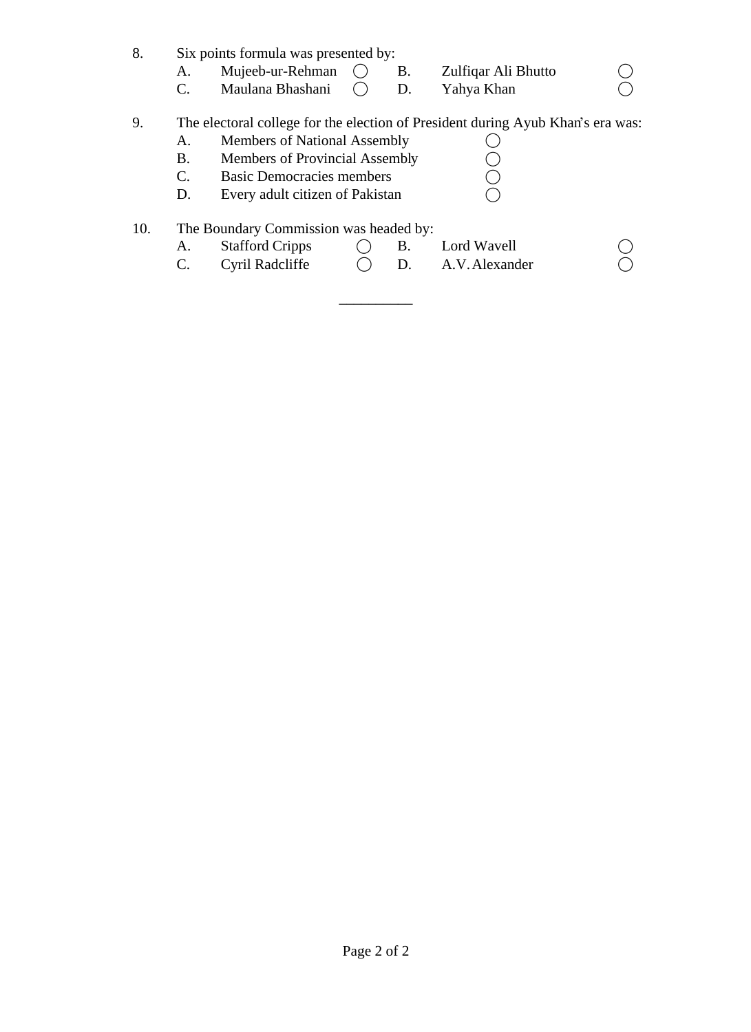8. Six points formula was presented by:
   - A. Mujeeb-ur-Rehman ◯
   - B. Zulfiqar Ali Bhutto ◯
   - C. Maulana Bhashani ◯
   - D. Yahya Khan ◯

9. The electoral college for the election of President during Ayub Khan's era was:
   - A. Members of National Assembly ◯
   - B. Members of Provincial Assembly ◯
   - C. Basic Democracies members ◯
   - D. Every adult citizen of Pakistan ◯

10. The Boundary Commission was headed by:
    - A. Stafford Cripps ◯
    - B. Lord Wavell ◯
    - C. Cyril Radcliffe ◯
    - D. A.V. Alexander ◯

__________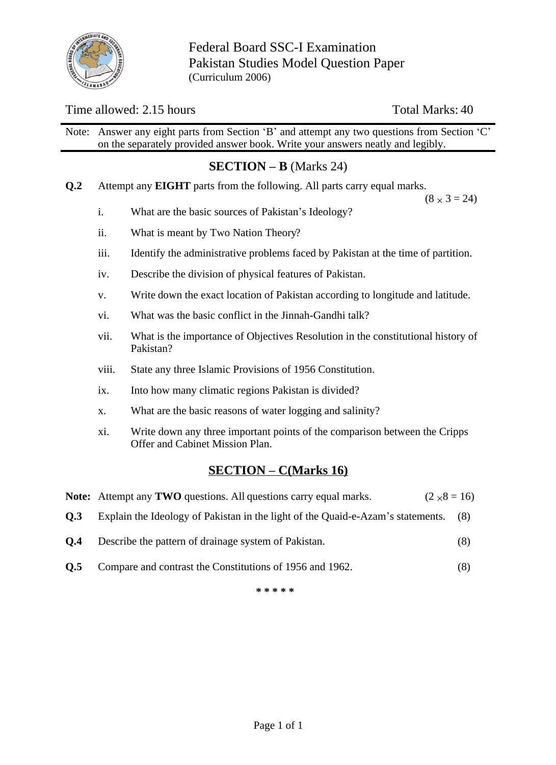Federal Board SSC-I Examination
Pakistan Studies Model Question Paper
(Curriculum 2006)

Time allowed: 2.15 hours Total Marks: 40

Note: Answer any eight parts from Section 'B' and attempt any two questions from Section 'C' on the separately provided answer book. Write your answers neatly and legibly.

## SECTION – B (Marks 24)

**Q.2** Attempt any **EIGHT** parts from the following. All parts carry equal marks. (8 × 3 = 24)

i. What are the basic sources of Pakistan's Ideology?

ii. What is meant by Two Nation Theory?

iii. Identify the administrative problems faced by Pakistan at the time of partition.

iv. Describe the division of physical features of Pakistan.

v. Write down the exact location of Pakistan according to longitude and latitude.

vi. What was the basic conflict in the Jinnah-Gandhi talk?

vii. What is the importance of Objectives Resolution in the constitutional history of Pakistan?

viii. State any three Islamic Provisions of 1956 Constitution.

ix. Into how many climatic regions Pakistan is divided?

x. What are the basic reasons of water logging and salinity?

xi. Write down any three important points of the comparison between the Cripps Offer and Cabinet Mission Plan.

## SECTION – C(Marks 16)

**Note:** Attempt any **TWO** questions. All questions carry equal marks. (2 × 8 = 16)

**Q.3** Explain the Ideology of Pakistan in the light of the Quaid-e-Azam's statements. (8)

**Q.4** Describe the pattern of drainage system of Pakistan. (8)

**Q.5** Compare and contrast the Constitutions of 1956 and 1962. (8)

\* \* \* \* \*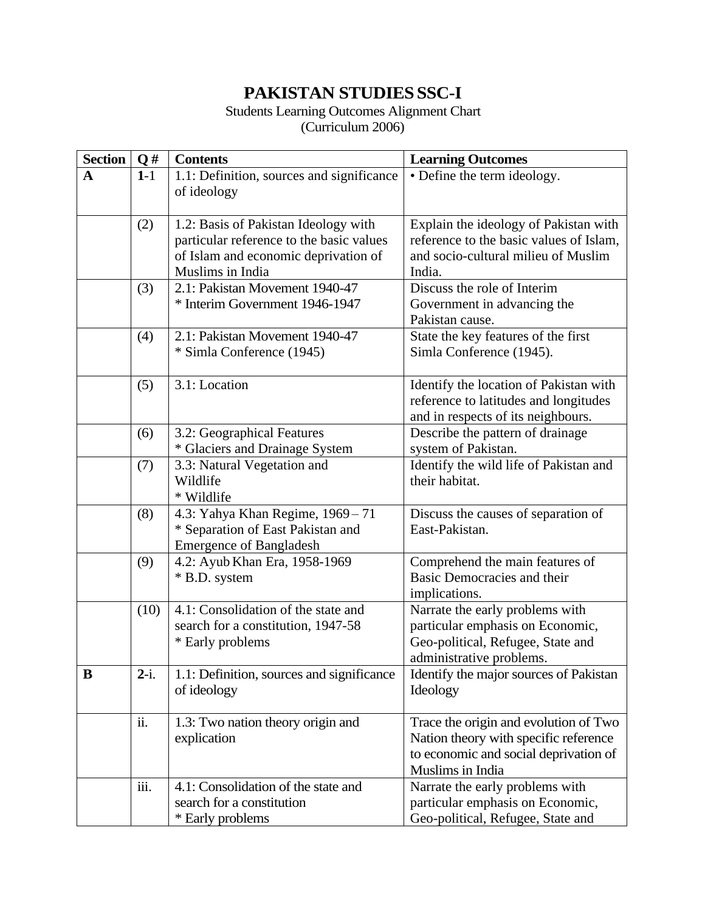# PAKISTAN STUDIES SSC-I

Students Learning Outcomes Alignment Chart
(Curriculum 2006)

| Section | Q # | Contents | Learning Outcomes |
|---|---|---|---|
| **A** | **1**-1 | 1.1: Definition, sources and significance of ideology | • Define the term ideology. |
| | (2) | 1.2: Basis of Pakistan Ideology with particular reference to the basic values of Islam and economic deprivation of Muslims in India | Explain the ideology of Pakistan with reference to the basic values of Islam, and socio-cultural milieu of Muslim India. |
| | (3) | 2.1: Pakistan Movement 1940-47 * Interim Government 1946-1947 | Discuss the role of Interim Government in advancing the Pakistan cause. |
| | (4) | 2.1: Pakistan Movement 1940-47 * Simla Conference (1945) | State the key features of the first Simla Conference (1945). |
| | (5) | 3.1: Location | Identify the location of Pakistan with reference to latitudes and longitudes and in respects of its neighbours. |
| | (6) | 3.2: Geographical Features * Glaciers and Drainage System | Describe the pattern of drainage system of Pakistan. |
| | (7) | 3.3: Natural Vegetation and Wildlife * Wildlife | Identify the wild life of Pakistan and their habitat. |
| | (8) | 4.3: Yahya Khan Regime, 1969 – 71 * Separation of East Pakistan and Emergence of Bangladesh | Discuss the causes of separation of East-Pakistan. |
| | (9) | 4.2: Ayub Khan Era, 1958-1969 * B.D. system | Comprehend the main features of Basic Democracies and their implications. |
| | (10) | 4.1: Consolidation of the state and search for a constitution, 1947-58 * Early problems | Narrate the early problems with particular emphasis on Economic, Geo-political, Refugee, State and administrative problems. |
| **B** | **2**-i. | 1.1: Definition, sources and significance of ideology | Identify the major sources of Pakistan Ideology |
| | ii. | 1.3: Two nation theory origin and explication | Trace the origin and evolution of Two Nation theory with specific reference to economic and social deprivation of Muslims in India |
| | iii. | 4.1: Consolidation of the state and search for a constitution * Early problems | Narrate the early problems with particular emphasis on Economic, Geo-political, Refugee, State and |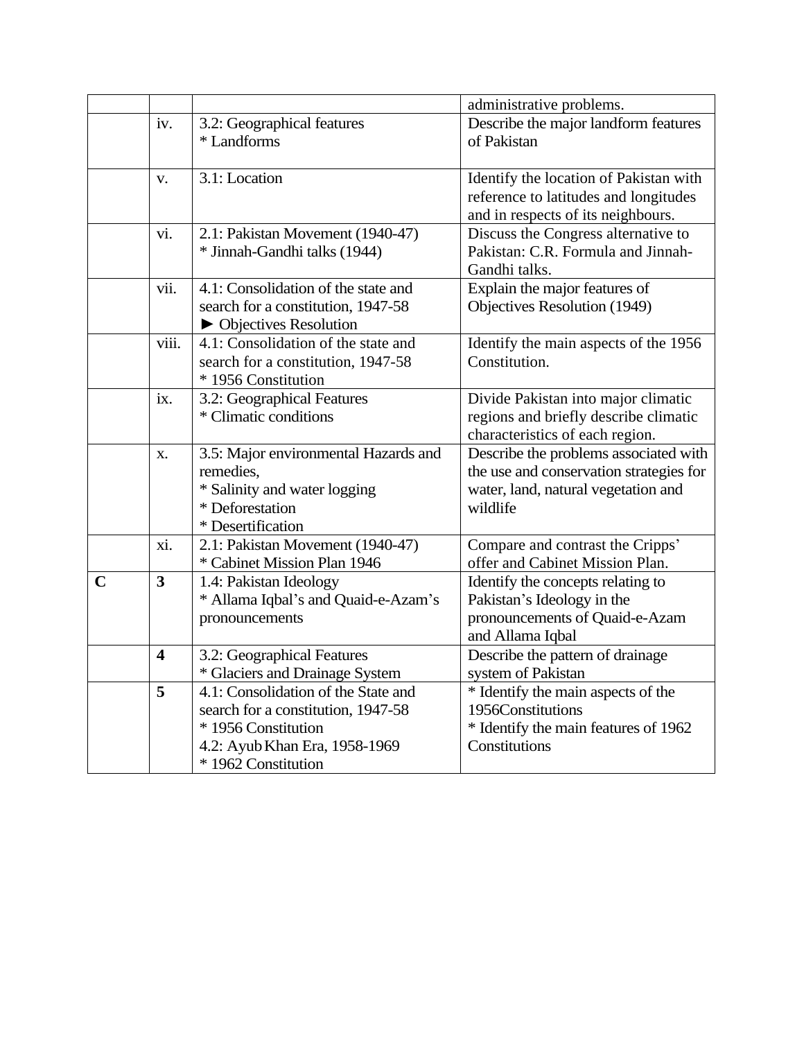| | | | administrative problems. |
|---|---|---|---|
| | iv. | 3.2: Geographical features<br>* Landforms | Describe the major landform features of Pakistan |
| | v. | 3.1: Location | Identify the location of Pakistan with reference to latitudes and longitudes and in respects of its neighbours. |
| | vi. | 2.1: Pakistan Movement (1940-47)<br>* Jinnah-Gandhi talks (1944) | Discuss the Congress alternative to Pakistan: C.R. Formula and Jinnah-Gandhi talks. |
| | vii. | 4.1: Consolidation of the state and search for a constitution, 1947-58<br>► Objectives Resolution | Explain the major features of Objectives Resolution (1949) |
| | viii. | 4.1: Consolidation of the state and search for a constitution, 1947-58<br>* 1956 Constitution | Identify the main aspects of the 1956 Constitution. |
| | ix. | 3.2: Geographical Features<br>* Climatic conditions | Divide Pakistan into major climatic regions and briefly describe climatic characteristics of each region. |
| | x. | 3.5: Major environmental Hazards and remedies,<br>* Salinity and water logging<br>* Deforestation<br>* Desertification | Describe the problems associated with the use and conservation strategies for water, land, natural vegetation and wildlife |
| | xi. | 2.1: Pakistan Movement (1940-47)<br>* Cabinet Mission Plan 1946 | Compare and contrast the Cripps' offer and Cabinet Mission Plan. |
| **C** | **3** | 1.4: Pakistan Ideology<br>* Allama Iqbal's and Quaid-e-Azam's pronouncements | Identify the concepts relating to Pakistan's Ideology in the pronouncements of Quaid-e-Azam and Allama Iqbal |
| | **4** | 3.2: Geographical Features<br>* Glaciers and Drainage System | Describe the pattern of drainage system of Pakistan |
| | **5** | 4.1: Consolidation of the State and search for a constitution, 1947-58<br>* 1956 Constitution<br>4.2: Ayub Khan Era, 1958-1969<br>* 1962 Constitution | * Identify the main aspects of the 1956Constitutions<br>* Identify the main features of 1962 Constitutions |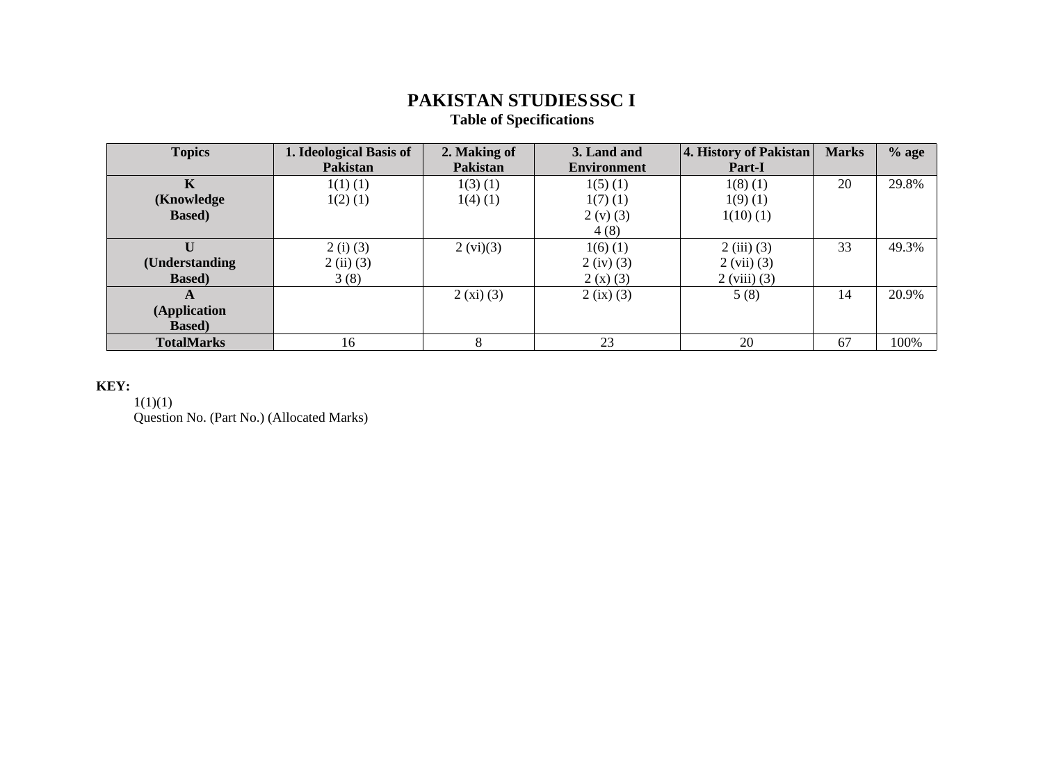# PAKISTAN STUDIES SSC I

## Table of Specifications

| Topics | 1. Ideological Basis of Pakistan | 2. Making of Pakistan | 3. Land and Environment | 4. History of Pakistan Part-I | Marks | % age |
|---|---|---|---|---|---|---|
| **K (Knowledge Based)** | 1(1) (1)<br>1(2) (1) | 1(3) (1)<br>1(4) (1) | 1(5) (1)<br>1(7) (1)<br>2 (v) (3)<br>4 (8) | 1(8) (1)<br>1(9) (1)<br>1(10) (1) | 20 | 29.8% |
| **U (Understanding Based)** | 2 (i) (3)<br>2 (ii) (3)<br>3 (8) | 2 (vi)(3) | 1(6) (1)<br>2 (iv) (3)<br>2 (x) (3) | 2 (iii) (3)<br>2 (vii) (3)<br>2 (viii) (3) | 33 | 49.3% |
| **A (Application Based)** | | 2 (xi) (3) | 2 (ix) (3) | 5 (8) | 14 | 20.9% |
| **TotalMarks** | 16 | 8 | 23 | 20 | 67 | 100% |

**KEY:**

1(1)(1)
Question No. (Part No.) (Allocated Marks)